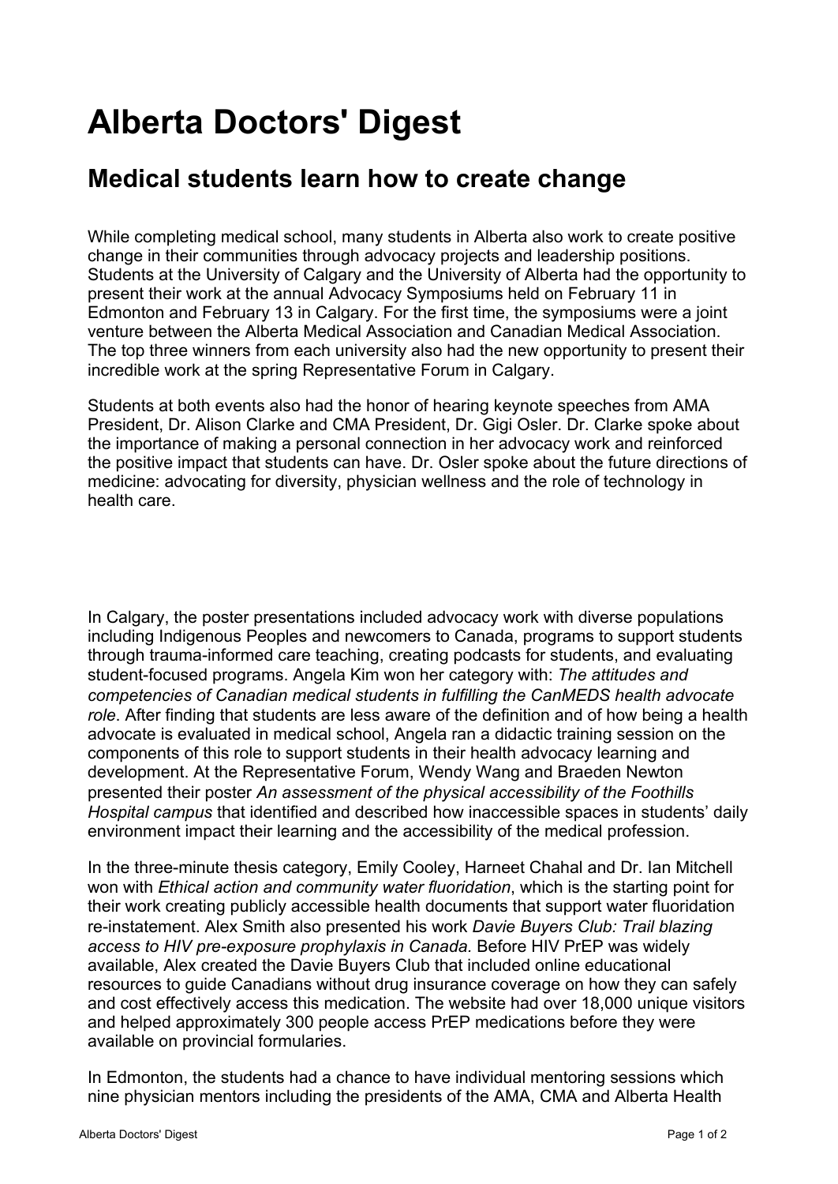# Alberta Doctors' Digest

## Medical students learn how to create change

While completing medical school, many students in Alberta also work to create positive change in their communities through advocacy projects and leadership positions. Students at the University of Calgary and the University of Alberta had the opportunity to present their work at the annual Advocacy Symposiums held on February 11 in Edmonton and February 13 in Calgary. For the first time, the symposiums were a joint venture between the Alberta Medical Association and Canadian Medical Association. The top three winners from each university also had the new opportunity to present their incredible work at the spring Representative Forum in Calgary.

Students at both events also had the honor of hearing keynote speeches from AMA President, Dr. Alison Clarke and CMA President, Dr. Gigi Osler. Dr. Clarke spoke about the importance of making a personal connection in her advocacy work and reinforced the positive impact that students can have. Dr. Osler spoke about the future directions of medicine: advocating for diversity, physician wellness and the role of technology in health care.

In Calgary, the poster presentations included advocacy work with diverse populations including Indigenous Peoples and newcomers to Canada, programs to support students through trauma-informed care teaching, creating podcasts for students, and evaluating student-focused programs. Angela Kim won her category with: *The attitudes and competencies of Canadian medical students in fulfilling the CanMEDS health advocate role*. After finding that students are less aware of the definition and of how being a health advocate is evaluated in medical school, Angela ran a didactic training session on the components of this role to support students in their health advocacy learning and development. At the Representative Forum, Wendy Wang and Braeden Newton presented their poster *An assessment of the physical accessibility of the Foothills Hospital campus* that identified and described how inaccessible spaces in students' daily environment impact their learning and the accessibility of the medical profession.

In the three-minute thesis category, Emily Cooley, Harneet Chahal and Dr. Ian Mitchell won with *Ethical action and community water fluoridation*, which is the starting point for their work creating publicly accessible health documents that support water fluoridation re-instatement. Alex Smith also presented his work *Davie Buyers Club: Trail blazing access to HIV pre-exposure prophylaxis in Canada*. Before HIV PrEP was widely available, Alex created the Davie Buyers Club that included online educational resources to guide Canadians without drug insurance coverage on how they can safely and cost effectively access this medication. The website had over 18,000 unique visitors and helped approximately 300 people access PrEP medications before they were available on provincial formularies.

In Edmonton, the students had a chance to have individual mentoring sessions which nine physician mentors including the presidents of the AMA, CMA and Alberta Health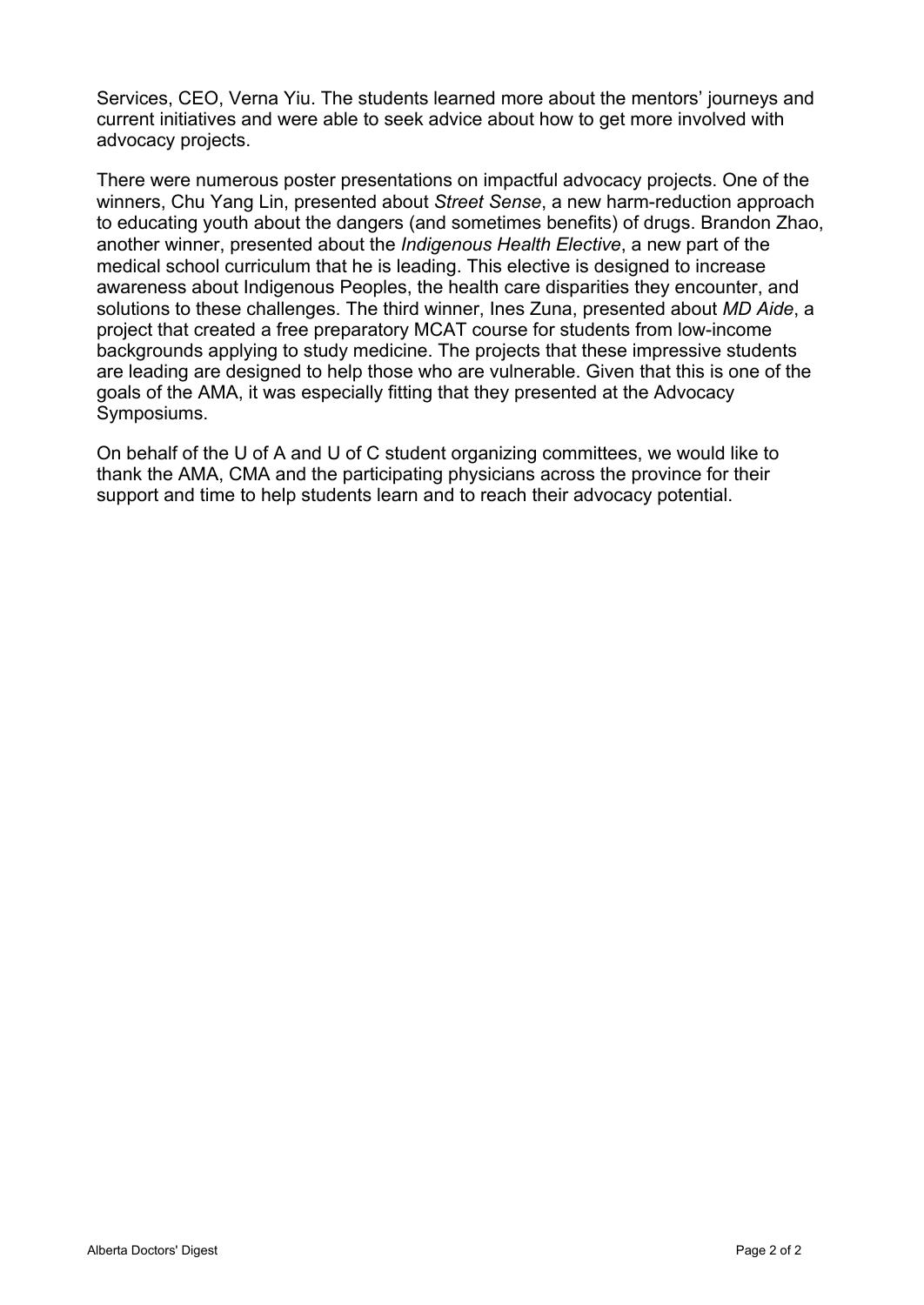Services, CEO, Verna Yiu. The students learned more about the mentors' journeys and current initiatives and were able to seek advice about how to get more involved with advocacy projects.

There were numerous poster presentations on impactful advocacy projects. One of the winners, Chu Yang Lin, presented about *Street Sense*, a new harm-reduction approach to educating youth about the dangers (and sometimes benefits) of drugs. Brandon Zhao, another winner, presented about the *Indigenous Health Elective*, a new part of the medical school curriculum that he is leading. This elective is designed to increase awareness about Indigenous Peoples, the health care disparities they encounter, and solutions to these challenges. The third winner, Ines Zuna, presented about *MD Aide*, a project that created a free preparatory MCAT course for students from low-income backgrounds applying to study medicine. The projects that these impressive students are leading are designed to help those who are vulnerable. Given that this is one of the goals of the AMA, it was especially fitting that they presented at the Advocacy Symposiums.

On behalf of the U of A and U of C student organizing committees, we would like to thank the AMA, CMA and the participating physicians across the province for their support and time to help students learn and to reach their advocacy potential.